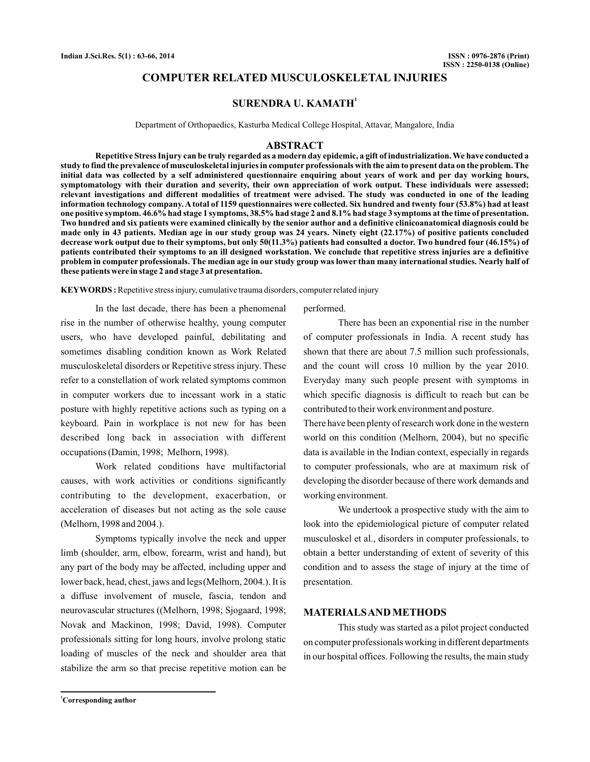# COMPUTER RELATED MUSCULOSKELETAL INJURIES

**SURENDRA U. KAMATH[1]**

Department of Orthopaedics, Kasturba Medical College Hospital, Attavar, Mangalore, India

## ABSTRACT

**Repetitive Stress Injury can be truly regarded as a modern day epidemic, a gift of industrialization. We have conducted a study to find the prevalence of musculoskeletal injuries in computer professionals with the aim to present data on the problem. The initial data was collected by a self administered questionnaire enquiring about years of work and per day working hours, symptomatology with their duration and severity, their own appreciation of work output. These individuals were assessed; relevant investigations and different modalities of treatment were advised. The study was conducted in one of the leading information technology company. A total of 1159 questionnaires were collected. Six hundred and twenty four (53.8%) had at least one positive symptom. 46.6% had stage 1 symptoms, 38.5% had stage 2 and 8.1% had stage 3 symptoms at the time of presentation. Two hundred and six patients were examined clinically by the senior author and a definitive clinicoanatomical diagnosis could be made only in 43 patients. Median age in our study group was 24 years. Ninety eight (22.17%) of positive patients concluded decrease work output due to their symptoms, but only 50(11.3%) patients had consulted a doctor. Two hundred four (46.15%) of patients contributed their symptoms to an ill designed workstation. We conclude that repetitive stress injuries are a definitive problem in computer professionals. The median age in our study group was lower than many international studies. Nearly half of these patients were in stage 2 and stage 3 at presentation.**

**KEYWORDS :** Repetitive stress injury, cumulative trauma disorders, computer related injury

In the last decade, there has been a phenomenal rise in the number of otherwise healthy, young computer users, who have developed painful, debilitating and sometimes disabling condition known as Work Related musculoskeletal disorders or Repetitive stress injury. These refer to a constellation of work related symptoms common in computer workers due to incessant work in a static posture with highly repetitive actions such as typing on a keyboard. Pain in workplace is not new for has been described long back in association with different occupations (Damin, 1998; Melhorn, 1998).

Work related conditions have multifactorial causes, with work activities or conditions significantly contributing to the development, exacerbation, or acceleration of diseases but not acting as the sole cause (Melhorn, 1998 and 2004.).

Symptoms typically involve the neck and upper limb (shoulder, arm, elbow, forearm, wrist and hand), but any part of the body may be affected, including upper and lower back, head, chest, jaws and legs (Melhorn, 2004.). It is a diffuse involvement of muscle, fascia, tendon and neurovascular structures ((Melhorn, 1998; Sjogaard, 1998; Novak and Mackinon, 1998; David, 1998). Computer professionals sitting for long hours, involve prolong static loading of muscles of the neck and shoulder area that stabilize the arm so that precise repetitive motion can be performed.

There has been an exponential rise in the number of computer professionals in India. A recent study has shown that there are about 7.5 million such professionals, and the count will cross 10 million by the year 2010. Everyday many such people present with symptoms in which specific diagnosis is difficult to reach but can be contributed to their work environment and posture.

There have been plenty of research work done in the western world on this condition (Melhorn, 2004), but no specific data is available in the Indian context, especially in regards to computer professionals, who are at maximum risk of developing the disorder because of there work demands and working environment.

We undertook a prospective study with the aim to look into the epidemiological picture of computer related musculoskel et al., disorders in computer professionals, to obtain a better understanding of extent of severity of this condition and to assess the stage of injury at the time of presentation.

## MATERIALS AND METHODS

This study was started as a pilot project conducted on computer professionals working in different departments in our hospital offices. Following the results, the main study

[1]Corresponding author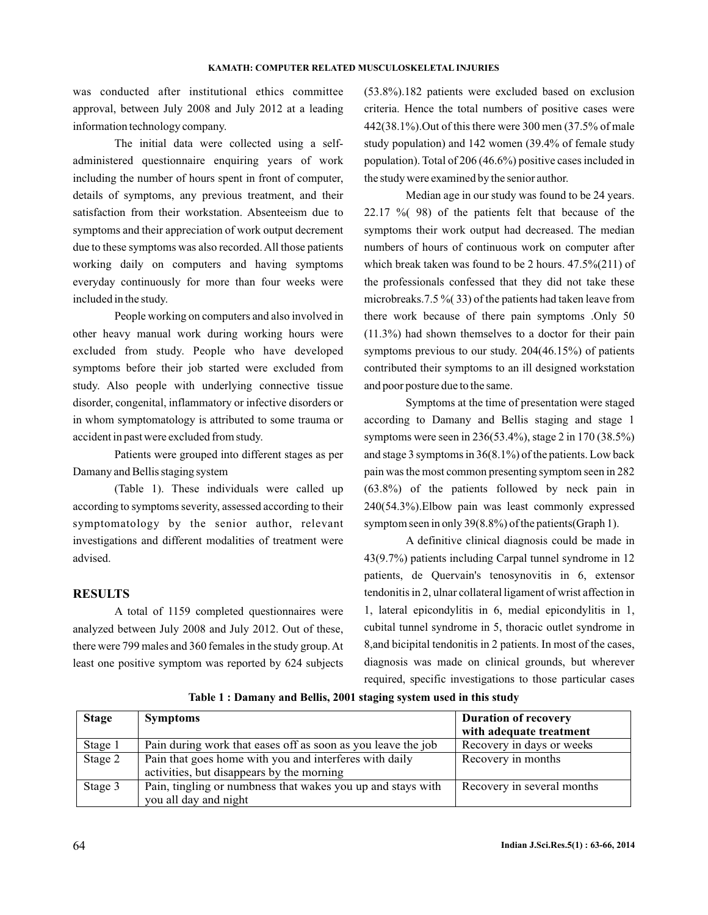was conducted after institutional ethics committee approval, between July 2008 and July 2012 at a leading information technology company.

The initial data were collected using a self-administered questionnaire enquiring years of work including the number of hours spent in front of computer, details of symptoms, any previous treatment, and their satisfaction from their workstation. Absenteeism due to symptoms and their appreciation of work output decrement due to these symptoms was also recorded. All those patients working daily on computers and having symptoms everyday continuously for more than four weeks were included in the study.

People working on computers and also involved in other heavy manual work during working hours were excluded from study. People who have developed symptoms before their job started were excluded from study. Also people with underlying connective tissue disorder, congenital, inflammatory or infective disorders or in whom symptomatology is attributed to some trauma or accident in past were excluded from study.

Patients were grouped into different stages as per Damany and Bellis staging system

(Table 1). These individuals were called up according to symptoms severity, assessed according to their symptomatology by the senior author, relevant investigations and different modalities of treatment were advised.

## RESULTS

A total of 1159 completed questionnaires were analyzed between July 2008 and July 2012. Out of these, there were 799 males and 360 females in the study group. At least one positive symptom was reported by 624 subjects (53.8%).182 patients were excluded based on exclusion criteria. Hence the total numbers of positive cases were 442(38.1%).Out of this there were 300 men (37.5% of male study population) and 142 women (39.4% of female study population). Total of 206 (46.6%) positive cases included in the study were examined by the senior author.

Median age in our study was found to be 24 years. 22.17 %( 98) of the patients felt that because of the symptoms their work output had decreased. The median numbers of hours of continuous work on computer after which break taken was found to be 2 hours. 47.5%(211) of the professionals confessed that they did not take these microbreaks.7.5 %( 33) of the patients had taken leave from there work because of there pain symptoms .Only 50 (11.3%) had shown themselves to a doctor for their pain symptoms previous to our study. 204(46.15%) of patients contributed their symptoms to an ill designed workstation and poor posture due to the same.

Symptoms at the time of presentation were staged according to Damany and Bellis staging and stage 1 symptoms were seen in 236(53.4%), stage 2 in 170 (38.5%) and stage 3 symptoms in 36(8.1%) of the patients. Low back pain was the most common presenting symptom seen in 282 (63.8%) of the patients followed by neck pain in 240(54.3%).Elbow pain was least commonly expressed symptom seen in only 39(8.8%) of the patients(Graph 1).

A definitive clinical diagnosis could be made in 43(9.7%) patients including Carpal tunnel syndrome in 12 patients, de Quervain's tenosynovitis in 6, extensor tendonitis in 2, ulnar collateral ligament of wrist affection in 1, lateral epicondylitis in 6, medial epicondylitis in 1, cubital tunnel syndrome in 5, thoracic outlet syndrome in 8,and bicipital tendonitis in 2 patients. In most of the cases, diagnosis was made on clinical grounds, but wherever required, specific investigations to those particular cases

**Table 1 : Damany and Bellis, 2001 staging system used in this study**

| Stage | Symptoms | Duration of recovery with adequate treatment |
|---|---|---|
| Stage 1 | Pain during work that eases off as soon as you leave the job | Recovery in days or weeks |
| Stage 2 | Pain that goes home with you and interferes with daily activities, but disappears by the morning | Recovery in months |
| Stage 3 | Pain, tingling or numbness that wakes you up and stays with you all day and night | Recovery in several months |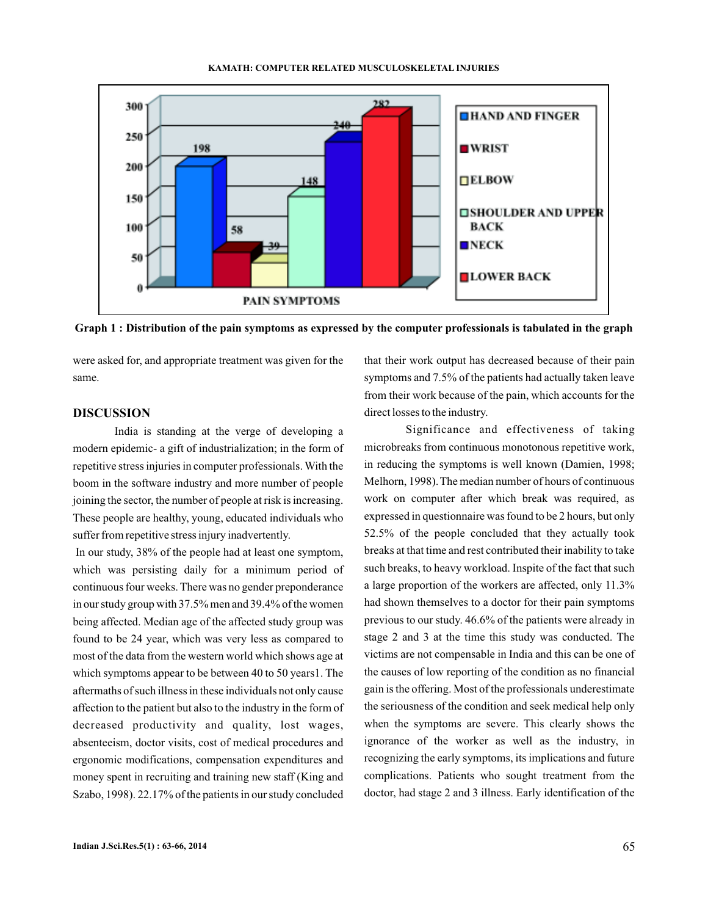Graph 1 : Distribution of the pain symptoms as expressed by the computer professionals is tabulated in the graph

were asked for, and appropriate treatment was given for the same.

## DISCUSSION

India is standing at the verge of developing a modern epidemic- a gift of industrialization; in the form of repetitive stress injuries in computer professionals. With the boom in the software industry and more number of people joining the sector, the number of people at risk is increasing. These people are healthy, young, educated individuals who suffer from repetitive stress injury inadvertently.

In our study, 38% of the people had at least one symptom, which was persisting daily for a minimum period of continuous four weeks. There was no gender preponderance in our study group with 37.5% men and 39.4% of the women being affected. Median age of the affected study group was found to be 24 year, which was very less as compared to most of the data from the western world which shows age at which symptoms appear to be between 40 to 50 years1. The aftermaths of such illness in these individuals not only cause affection to the patient but also to the industry in the form of decreased productivity and quality, lost wages, absenteeism, doctor visits, cost of medical procedures and ergonomic modifications, compensation expenditures and money spent in recruiting and training new staff (King and Szabo, 1998). 22.17% of the patients in our study concluded that their work output has decreased because of their pain symptoms and 7.5% of the patients had actually taken leave from their work because of the pain, which accounts for the direct losses to the industry.

Significance and effectiveness of taking microbreaks from continuous monotonous repetitive work, in reducing the symptoms is well known (Damien, 1998; Melhorn, 1998). The median number of hours of continuous work on computer after which break was required, as expressed in questionnaire was found to be 2 hours, but only 52.5% of the people concluded that they actually took breaks at that time and rest contributed their inability to take such breaks, to heavy workload. Inspite of the fact that such a large proportion of the workers are affected, only 11.3% had shown themselves to a doctor for their pain symptoms previous to our study. 46.6% of the patients were already in stage 2 and 3 at the time this study was conducted. The victims are not compensable in India and this can be one of the causes of low reporting of the condition as no financial gain is the offering. Most of the professionals underestimate the seriousness of the condition and seek medical help only when the symptoms are severe. This clearly shows the ignorance of the worker as well as the industry, in recognizing the early symptoms, its implications and future complications. Patients who sought treatment from the doctor, had stage 2 and 3 illness. Early identification of the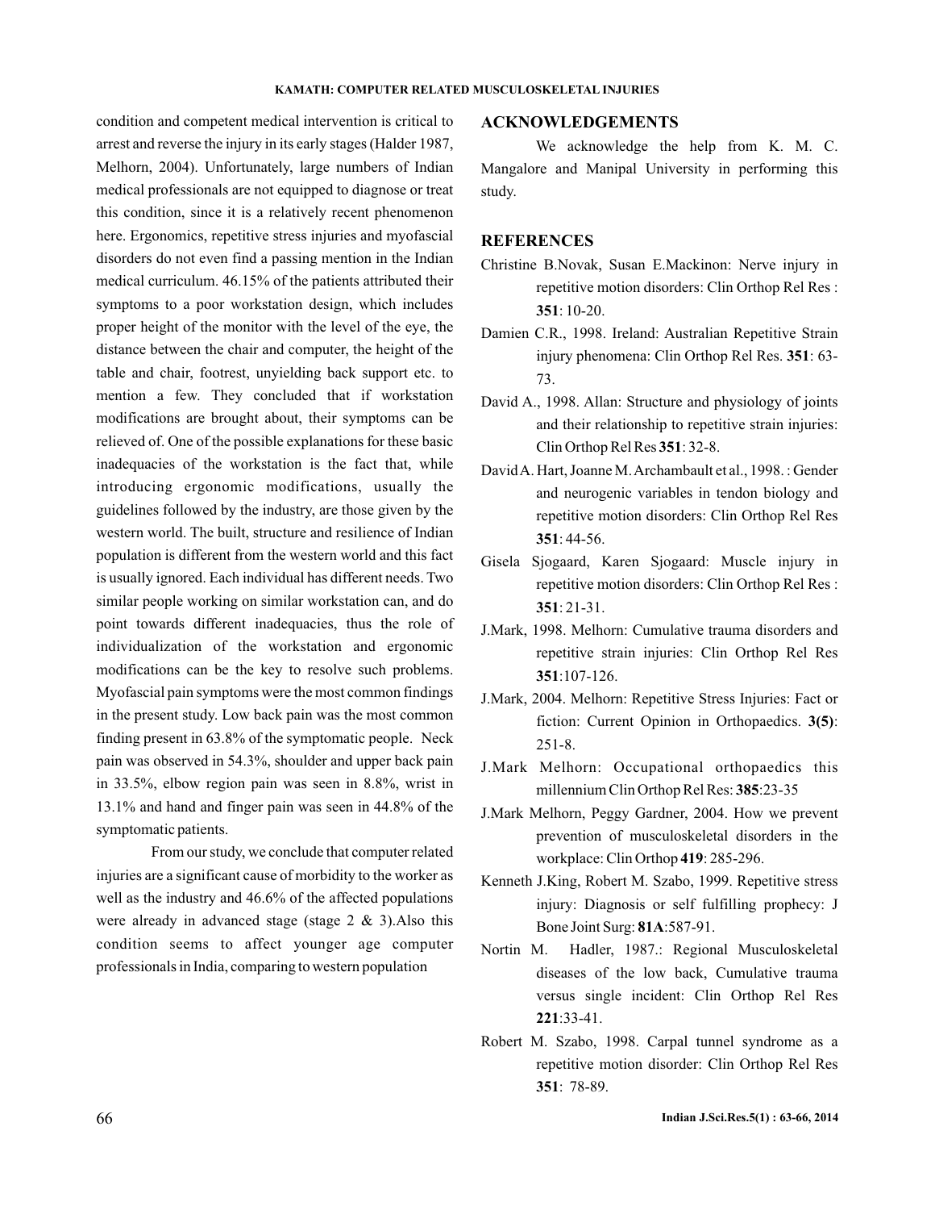condition and competent medical intervention is critical to arrest and reverse the injury in its early stages (Halder 1987, Melhorn, 2004). Unfortunately, large numbers of Indian medical professionals are not equipped to diagnose or treat this condition, since it is a relatively recent phenomenon here. Ergonomics, repetitive stress injuries and myofascial disorders do not even find a passing mention in the Indian medical curriculum. 46.15% of the patients attributed their symptoms to a poor workstation design, which includes proper height of the monitor with the level of the eye, the distance between the chair and computer, the height of the table and chair, footrest, unyielding back support etc. to mention a few. They concluded that if workstation modifications are brought about, their symptoms can be relieved of. One of the possible explanations for these basic inadequacies of the workstation is the fact that, while introducing ergonomic modifications, usually the guidelines followed by the industry, are those given by the western world. The built, structure and resilience of Indian population is different from the western world and this fact is usually ignored. Each individual has different needs. Two similar people working on similar workstation can, and do point towards different inadequacies, thus the role of individualization of the workstation and ergonomic modifications can be the key to resolve such problems. Myofascial pain symptoms were the most common findings in the present study. Low back pain was the most common finding present in 63.8% of the symptomatic people. Neck pain was observed in 54.3%, shoulder and upper back pain in 33.5%, elbow region pain was seen in 8.8%, wrist in 13.1% and hand and finger pain was seen in 44.8% of the symptomatic patients.

From our study, we conclude that computer related injuries are a significant cause of morbidity to the worker as well as the industry and 46.6% of the affected populations were already in advanced stage (stage 2 & 3).Also this condition seems to affect younger age computer professionals in India, comparing to western population

## ACKNOWLEDGEMENTS

We acknowledge the help from K. M. C. Mangalore and Manipal University in performing this study.

## REFERENCES

Christine B.Novak, Susan E.Mackinon: Nerve injury in repetitive motion disorders: Clin Orthop Rel Res : **351**: 10-20.

Damien C.R., 1998. Ireland: Australian Repetitive Strain injury phenomena: Clin Orthop Rel Res. **351**: 63-73.

David A., 1998. Allan: Structure and physiology of joints and their relationship to repetitive strain injuries: Clin Orthop Rel Res **351**: 32-8.

David A. Hart, Joanne M. Archambault et al., 1998. : Gender and neurogenic variables in tendon biology and repetitive motion disorders: Clin Orthop Rel Res **351**: 44-56.

Gisela Sjogaard, Karen Sjogaard: Muscle injury in repetitive motion disorders: Clin Orthop Rel Res : **351**: 21-31.

J.Mark, 1998. Melhorn: Cumulative trauma disorders and repetitive strain injuries: Clin Orthop Rel Res **351**:107-126.

J.Mark, 2004. Melhorn: Repetitive Stress Injuries: Fact or fiction: Current Opinion in Orthopaedics. **3(5)**: 251-8.

J.Mark Melhorn: Occupational orthopaedics this millennium Clin Orthop Rel Res: **385**:23-35

J.Mark Melhorn, Peggy Gardner, 2004. How we prevent prevention of musculoskeletal disorders in the workplace: Clin Orthop **419**: 285-296.

Kenneth J.King, Robert M. Szabo, 1999. Repetitive stress injury: Diagnosis or self fulfilling prophecy: J Bone Joint Surg: **81A**:587-91.

Nortin M. Hadler, 1987.: Regional Musculoskeletal diseases of the low back, Cumulative trauma versus single incident: Clin Orthop Rel Res **221**:33-41.

Robert M. Szabo, 1998. Carpal tunnel syndrome as a repetitive motion disorder: Clin Orthop Rel Res **351**: 78-89.